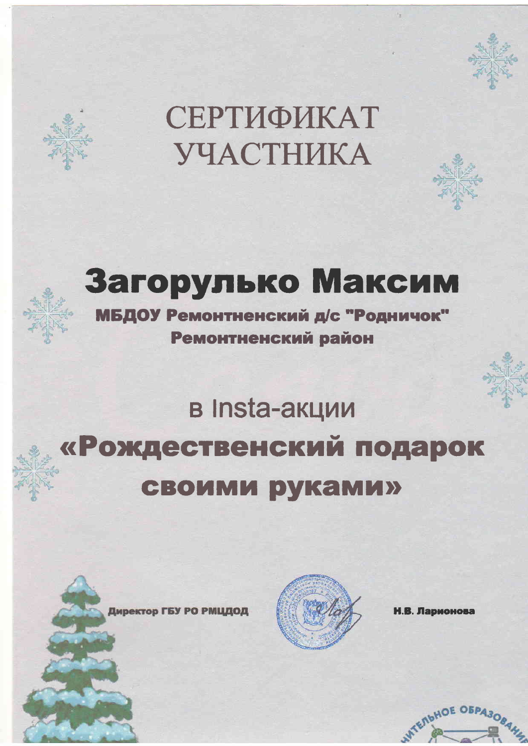# СЕРТИФИКАТ УЧАСТНИКА

## Загорулько Максим

**МБДОУ Ремонтненский д/с "Родничок"**
**Ремонтненский район**

в Insta-акции

## «Рождественский подарок своими руками»

**Директор ГБУ РО РМЦДОД** **Н.В. Ларионова**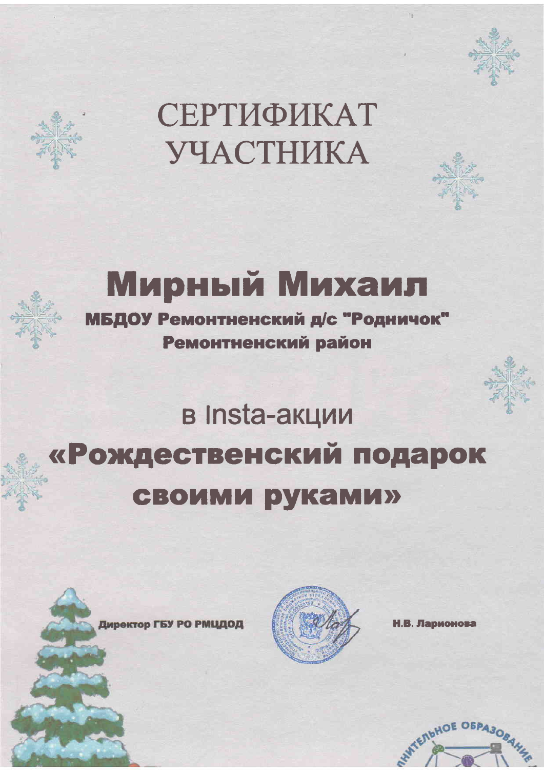# СЕРТИФИКАТ УЧАСТНИКА

## Мирный Михаил

**МБДОУ Ремонтненский д/с "Родничок"**
**Ремонтненский район**

в Insta-акции

## «Рождественский подарок своими руками»

**Директор ГБУ РО РМЦДОД** **Н.В. Ларионова**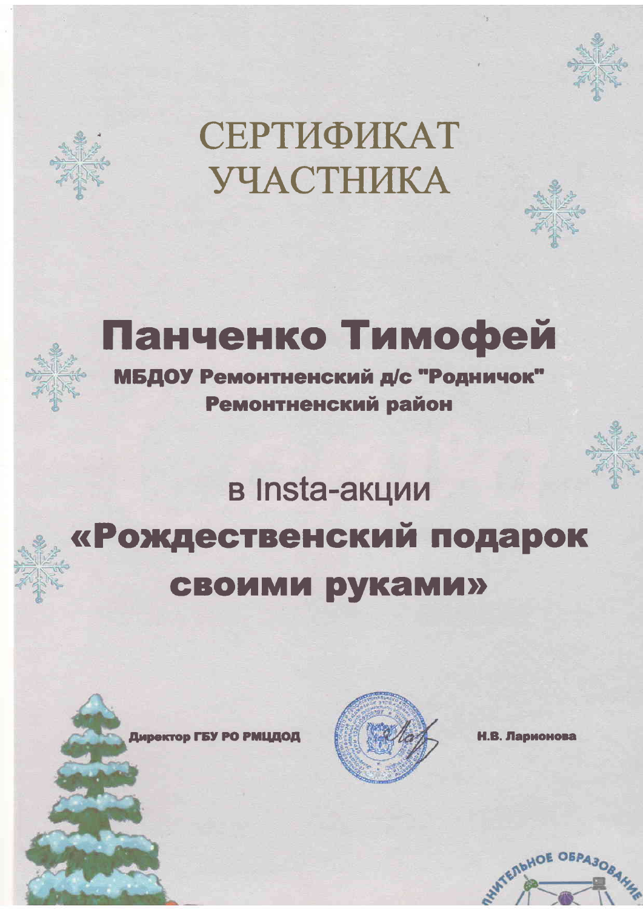# СЕРТИФИКАТ УЧАСТНИКА

## Панченко Тимофей

**МБДОУ Ремонтненский д/с "Родничок"**
**Ремонтненский район**

в Insta-акции

## «Рождественский подарок своими руками»

**Директор ГБУ РО РМЦДОД** **Н.В. Ларионова**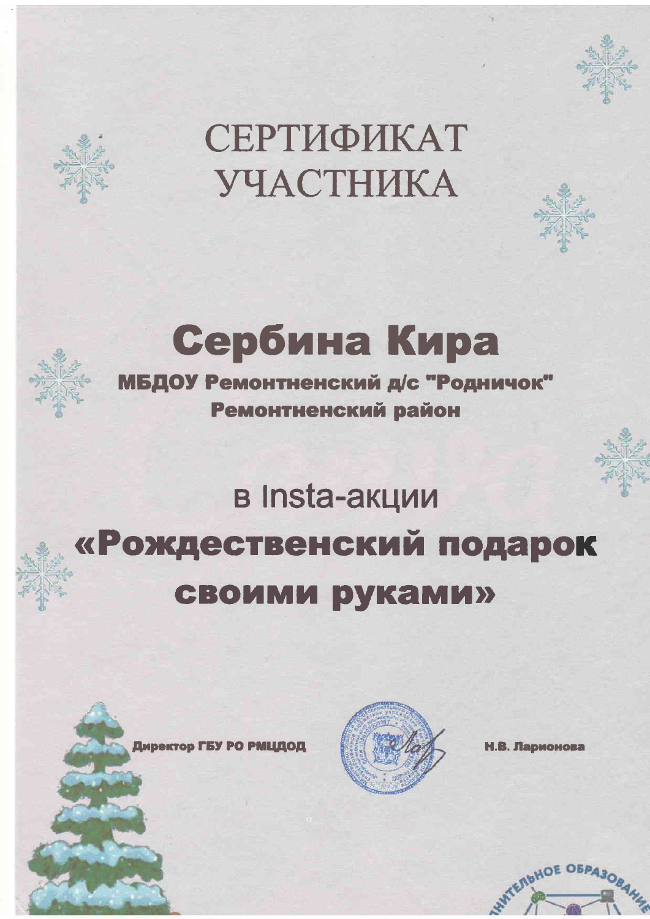# СЕРТИФИКАТ УЧАСТНИКА

## Сербина Кира

**МБДОУ Ремонтненский д/с "Родничок"**
**Ремонтненский район**

в Insta-акции

## «Рождественский подарок своими руками»

**Директор ГБУ РО РМЦДОД** **Н.В. Ларионова**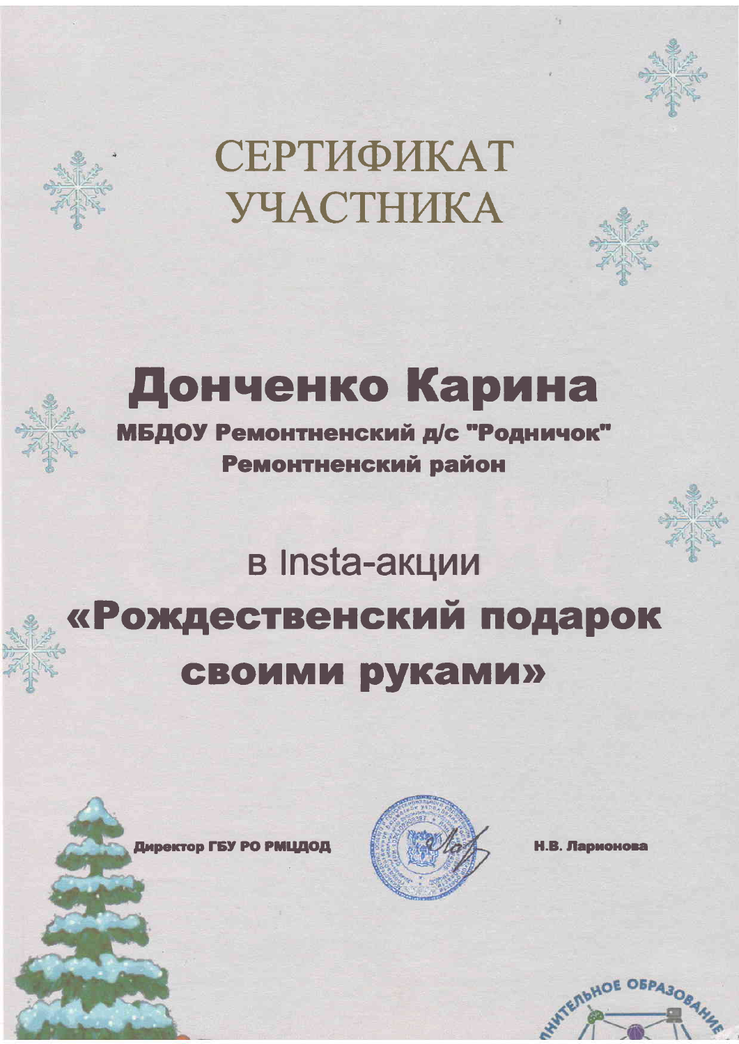# СЕРТИФИКАТ УЧАСТНИКА

## Донченко Карина

**МБДОУ Ремонтненский д/с "Родничок"**
**Ремонтненский район**

в Insta-акции

## «Рождественский подарок своими руками»

**Директор ГБУ РО РМЦДОД** **Н.В. Ларионова**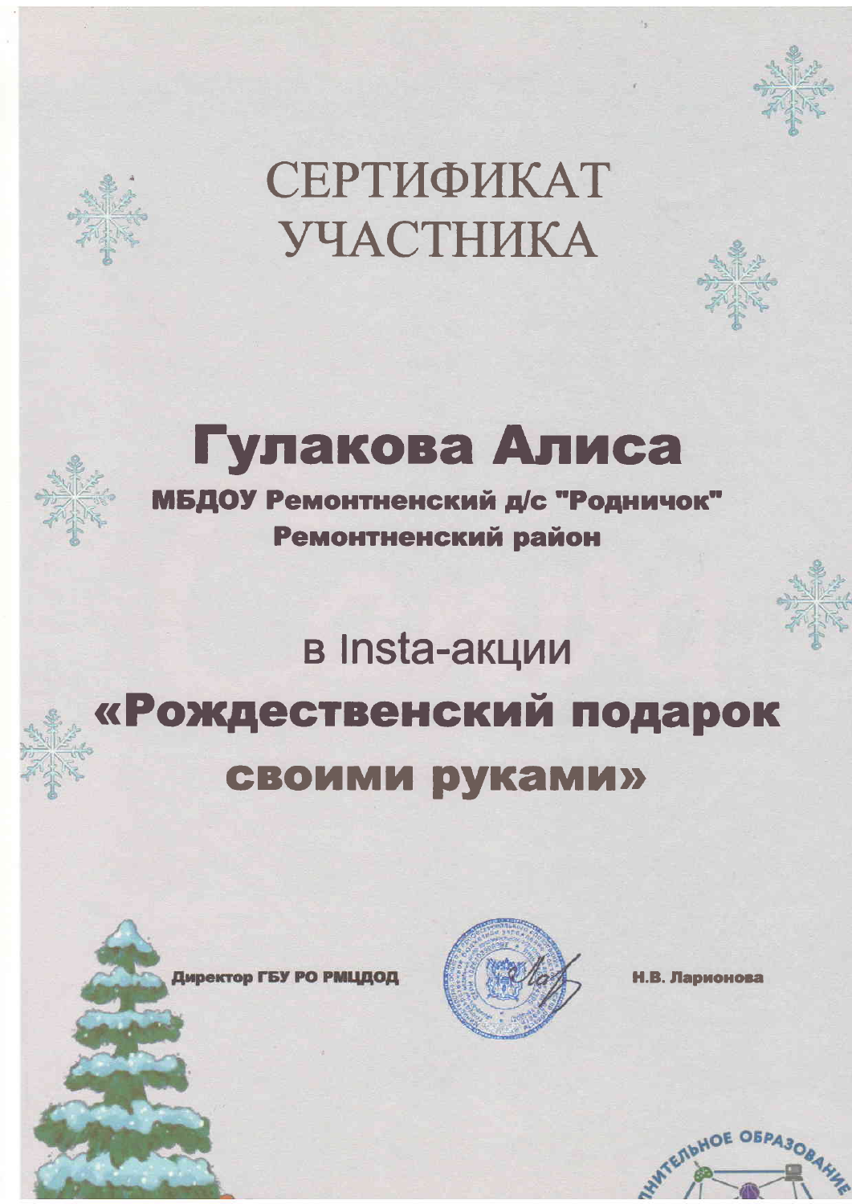# СЕРТИФИКАТ УЧАСТНИКА

## Гулакова Алиса

**МБДОУ Ремонтненский д/с "Родничок"**
**Ремонтненский район**

в Insta-акции

## «Рождественский подарок своими руками»

**Директор ГБУ РО РМЦДОД** **Н.В. Ларионова**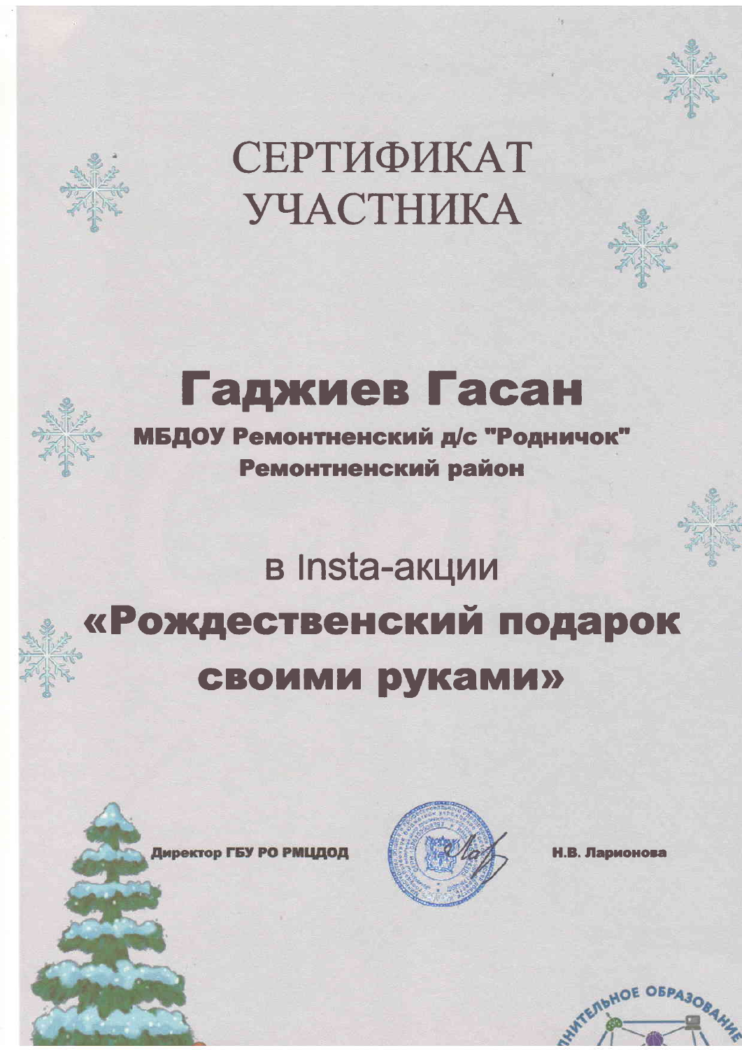# СЕРТИФИКАТ УЧАСТНИКА

## Гаджиев Гасан

**МБДОУ Ремонтненский д/с "Родничок"**
**Ремонтненский район**

в Insta-акции

## «Рождественский подарок своими руками»

**Директор ГБУ РО РМЦДОД** **Н.В. Ларионова**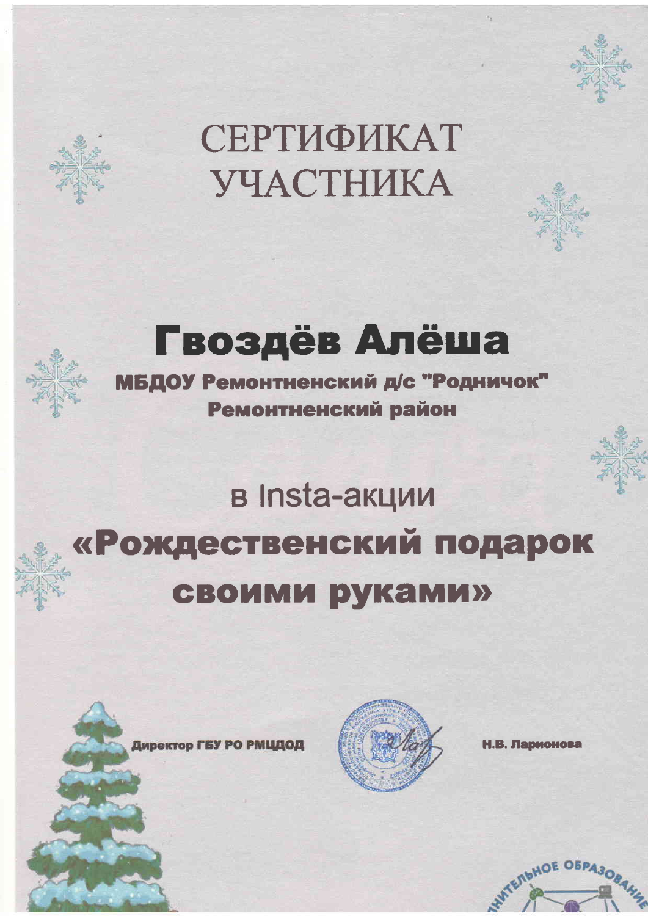# СЕРТИФИКАТ УЧАСТНИКА

## Гвоздёв Алёша

**МБДОУ Ремонтненский д/с "Родничок"**
**Ремонтненский район**

в Insta-акции

## «Рождественский подарок своими руками»

**Директор ГБУ РО РМЦДОД** **Н.В. Ларионова**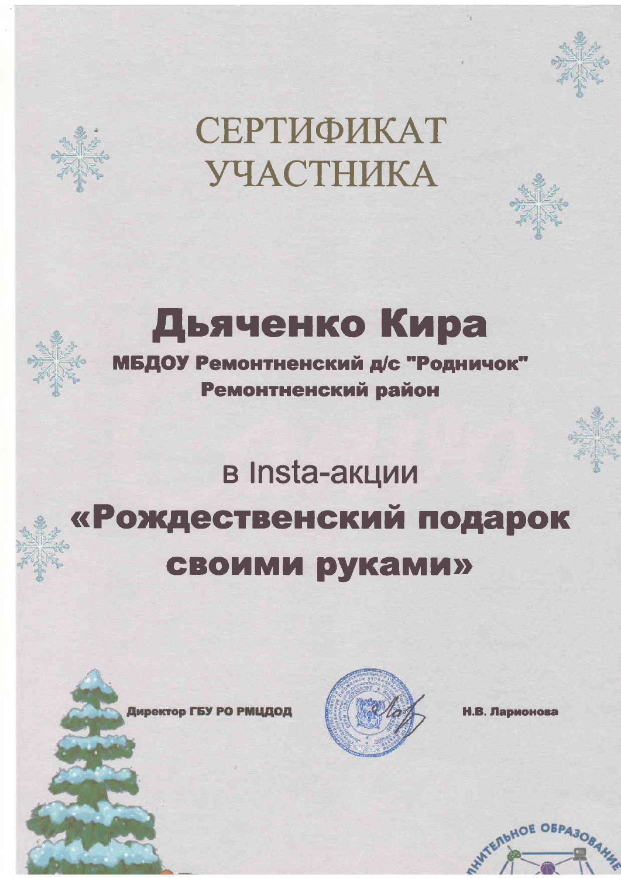# СЕРТИФИКАТ УЧАСТНИКА

## Дьяченко Кира

**МБДОУ Ремонтненский д/с "Родничок"**
**Ремонтненский район**

в Insta-акции

## «Рождественский подарок своими руками»

**Директор ГБУ РО РМЦДОД** **Н.В. Ларионова**